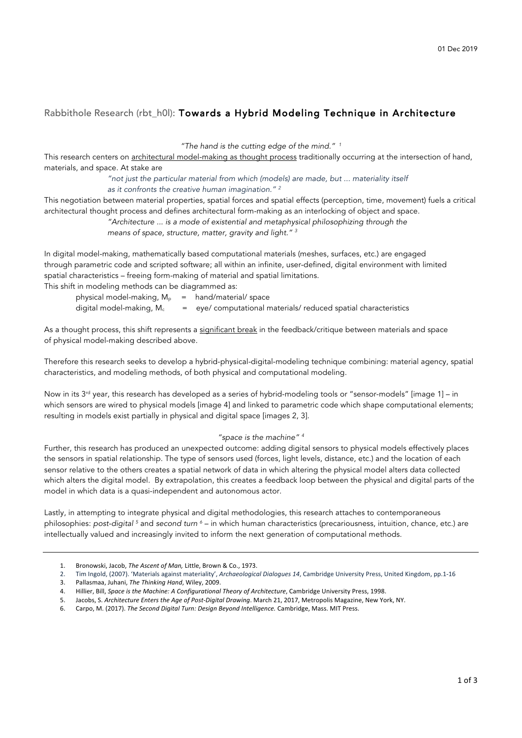01 Dec 2019

## Rabbithole Research (rbt_h0l): **Towards a Hybrid Modeling Technique in Architecture**

*"The hand is the cutting edge of the mind."* [1]

This research centers on <u>architectural model-making as thought process</u> traditionally occurring at the intersection of hand, materials, and space. At stake are

> *"not just the particular material from which (models) are made, but ... materiality itself as it confronts the creative human imagination."* [2]

This negotiation between material properties, spatial forces and spatial effects (perception, time, movement) fuels a critical architectural thought process and defines architectural form-making as an interlocking of object and space.

> *"Architecture ... is a mode of existential and metaphysical philosophizing through the means of space, structure, matter, gravity and light."* [3]

In digital model-making, mathematically based computational materials (meshes, surfaces, etc.) are engaged through parametric code and scripted software; all within an infinite, user-defined, digital environment with limited spatial characteristics – freeing form-making of material and spatial limitations.

This shift in modeling methods can be diagrammed as:

physical model-making, $M_p$ = hand/material/ space
digital model-making, $M_c$ = eye/ computational materials/ reduced spatial characteristics

As a thought process, this shift represents a <u>significant break</u> in the feedback/critique between materials and space of physical model-making described above.

Therefore this research seeks to develop a hybrid-physical-digital-modeling technique combining: material agency, spatial characteristics, and modeling methods, of both physical and computational modeling.

Now in its 3rd year, this research has developed as a series of hybrid-modeling tools or "sensor-models" [image 1] – in which sensors are wired to physical models [image 4] and linked to parametric code which shape computational elements; resulting in models exist partially in physical and digital space [images 2, 3].

*"space is the machine"* [4]

Further, this research has produced an unexpected outcome: adding digital sensors to physical models effectively places the sensors in spatial relationship. The type of sensors used (forces, light levels, distance, etc.) and the location of each sensor relative to the others creates a spatial network of data in which altering the physical model alters data collected which alters the digital model. By extrapolation, this creates a feedback loop between the physical and digital parts of the model in which data is a quasi-independent and autonomous actor.

Lastly, in attempting to integrate physical and digital methodologies, this research attaches to contemporaneous philosophies: *post-digital* [5] and *second turn* [6] – in which human characteristics (precariousness, intuition, chance, etc.) are intellectually valued and increasingly invited to inform the next generation of computational methods.

---

1. Bronowski, Jacob, *The Ascent of Man,* Little, Brown & Co., 1973.
2. Tim Ingold, (2007). 'Materials against materiality', *Archaeological Dialogues 14*, Cambridge University Press, United Kingdom, pp.1-16
3. Pallasmaa, Juhani, *The Thinking Hand*, Wiley, 2009.
4. Hillier, Bill, *Space is the Machine: A Configurational Theory of Architecture*, Cambridge University Press, 1998.
5. Jacobs, S. *Architecture Enters the Age of Post-Digital Drawing*. March 21, 2017, Metropolis Magazine, New York, NY.
6. Carpo, M. (2017). *The Second Digital Turn: Design Beyond Intelligence.* Cambridge, Mass. MIT Press.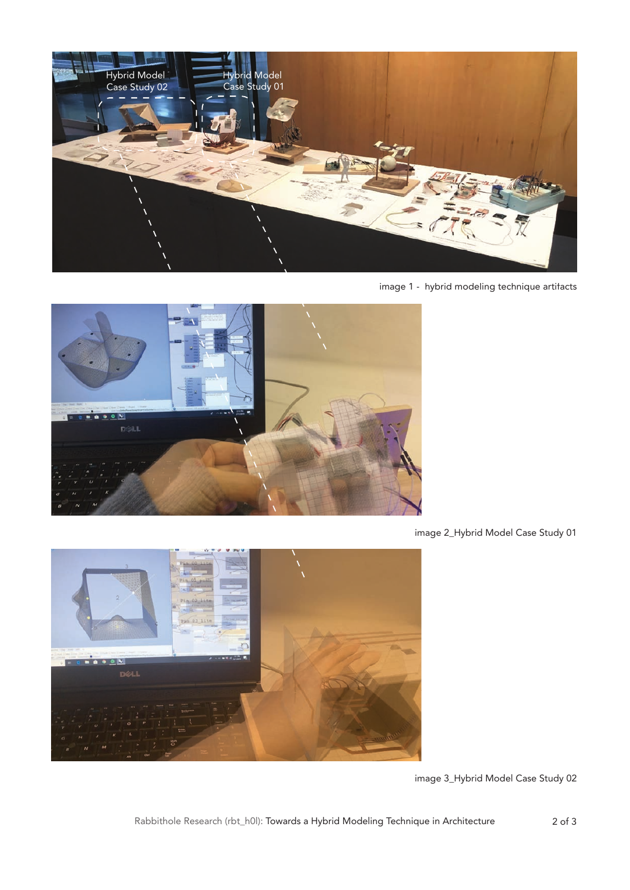image 1 - hybrid modeling technique artifacts

image 2_Hybrid Model Case Study 01

image 3_Hybrid Model Case Study 02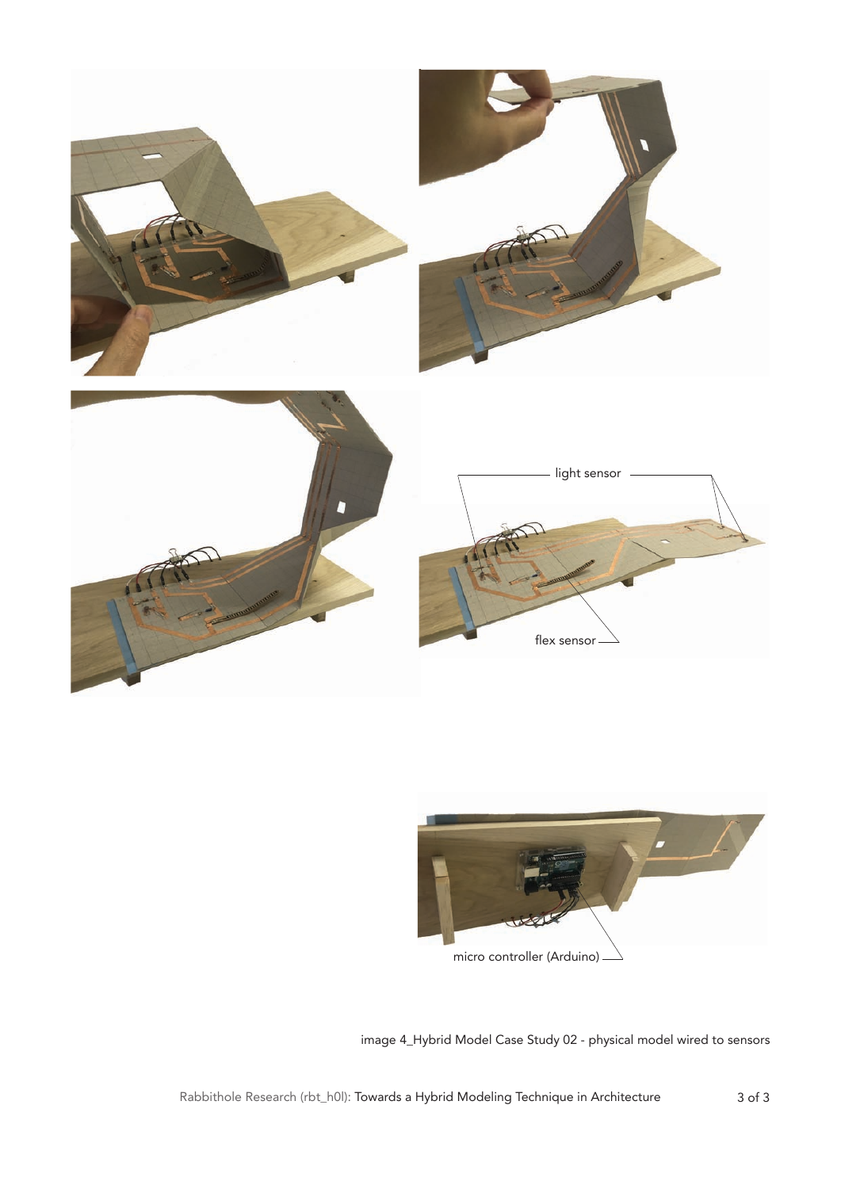light sensor

flex sensor

micro controller (Arduino)

image 4_Hybrid Model Case Study 02 - physical model wired to sensors